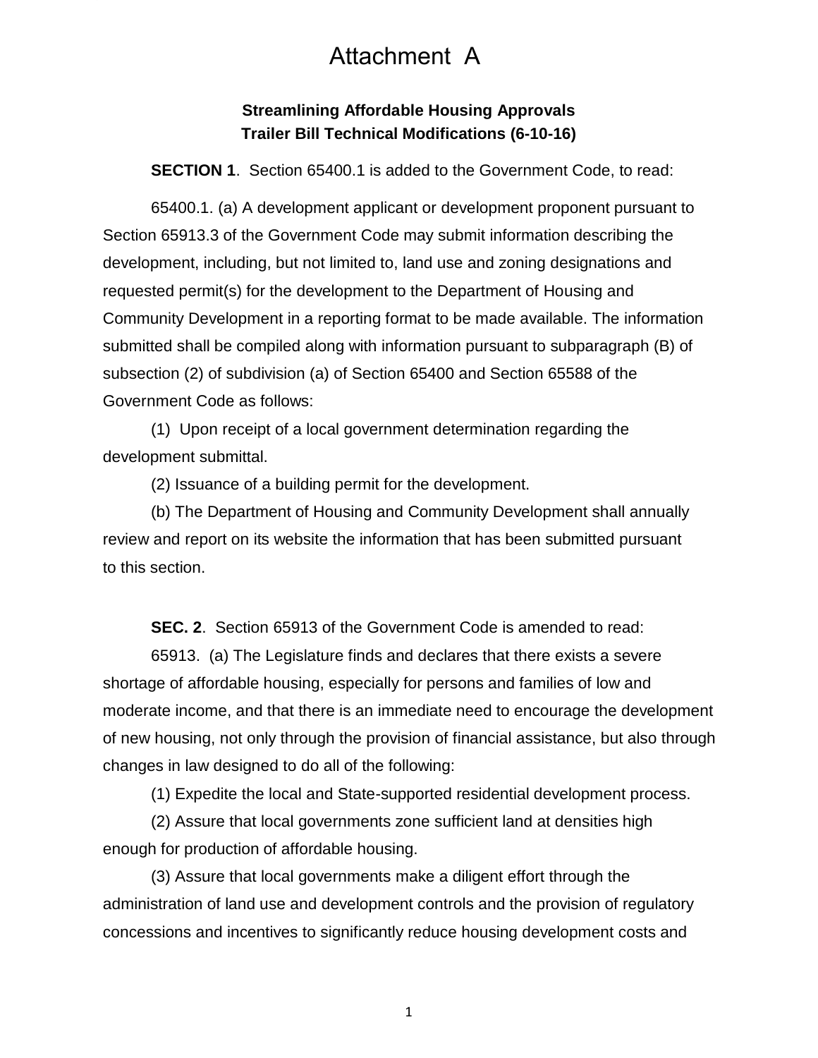# Attachment A

## Streamlining Affordable Housing Approvals
## Trailer Bill Technical Modifications (6-10-16)

**SECTION 1**. Section 65400.1 is added to the Government Code, to read:

65400.1. (a) A development applicant or development proponent pursuant to Section 65913.3 of the Government Code may submit information describing the development, including, but not limited to, land use and zoning designations and requested permit(s) for the development to the Department of Housing and Community Development in a reporting format to be made available. The information submitted shall be compiled along with information pursuant to subparagraph (B) of subsection (2) of subdivision (a) of Section 65400 and Section 65588 of the Government Code as follows:

(1) Upon receipt of a local government determination regarding the development submittal.

(2) Issuance of a building permit for the development.

(b) The Department of Housing and Community Development shall annually review and report on its website the information that has been submitted pursuant to this section.

**SEC. 2**. Section 65913 of the Government Code is amended to read:

65913. (a) The Legislature finds and declares that there exists a severe shortage of affordable housing, especially for persons and families of low and moderate income, and that there is an immediate need to encourage the development of new housing, not only through the provision of financial assistance, but also through changes in law designed to do all of the following:

(1) Expedite the local and State-supported residential development process.

(2) Assure that local governments zone sufficient land at densities high enough for production of affordable housing.

(3) Assure that local governments make a diligent effort through the administration of land use and development controls and the provision of regulatory concessions and incentives to significantly reduce housing development costs and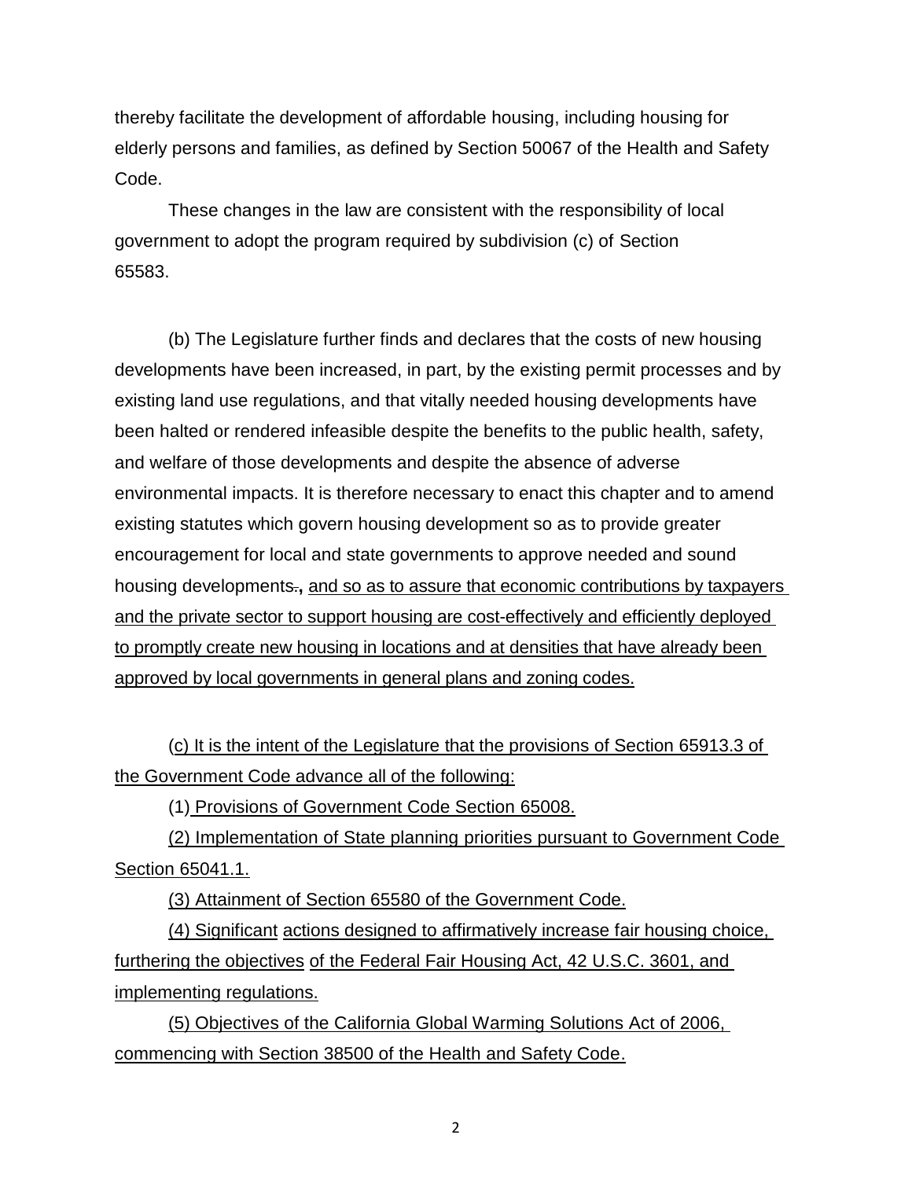thereby facilitate the development of affordable housing, including housing for elderly persons and families, as defined by Section 50067 of the Health and Safety Code.

These changes in the law are consistent with the responsibility of local government to adopt the program required by subdivision (c) of Section 65583.

(b) The Legislature further finds and declares that the costs of new housing developments have been increased, in part, by the existing permit processes and by existing land use regulations, and that vitally needed housing developments have been halted or rendered infeasible despite the benefits to the public health, safety, and welfare of those developments and despite the absence of adverse environmental impacts. It is therefore necessary to enact this chapter and to amend existing statutes which govern housing development so as to provide greater encouragement for local and state governments to approve needed and sound housing developments~~.~~**,** <u>and so as to assure that economic contributions by taxpayers and the private sector to support housing are cost-effectively and efficiently deployed to promptly create new housing in locations and at densities that have already been approved by local governments in general plans and zoning codes.</u>

<u>(c) It is the intent of the Legislature that the provisions of Section 65913.3 of the Government Code advance all of the following:</u>

(1) <u>Provisions of Government Code Section 65008.</u>

<u>(2) Implementation of State planning priorities pursuant to Government Code Section 65041.1.</u>

<u>(3) Attainment of Section 65580 of the Government Code.</u>

<u>(4) Significant actions designed to affirmatively increase fair housing choice, furthering the objectives of the Federal Fair Housing Act, 42 U.S.C. 3601, and implementing regulations.</u>

<u>(5) Objectives of the California Global Warming Solutions Act of 2006, commencing with Section 38500 of the Health and Safety Code.</u>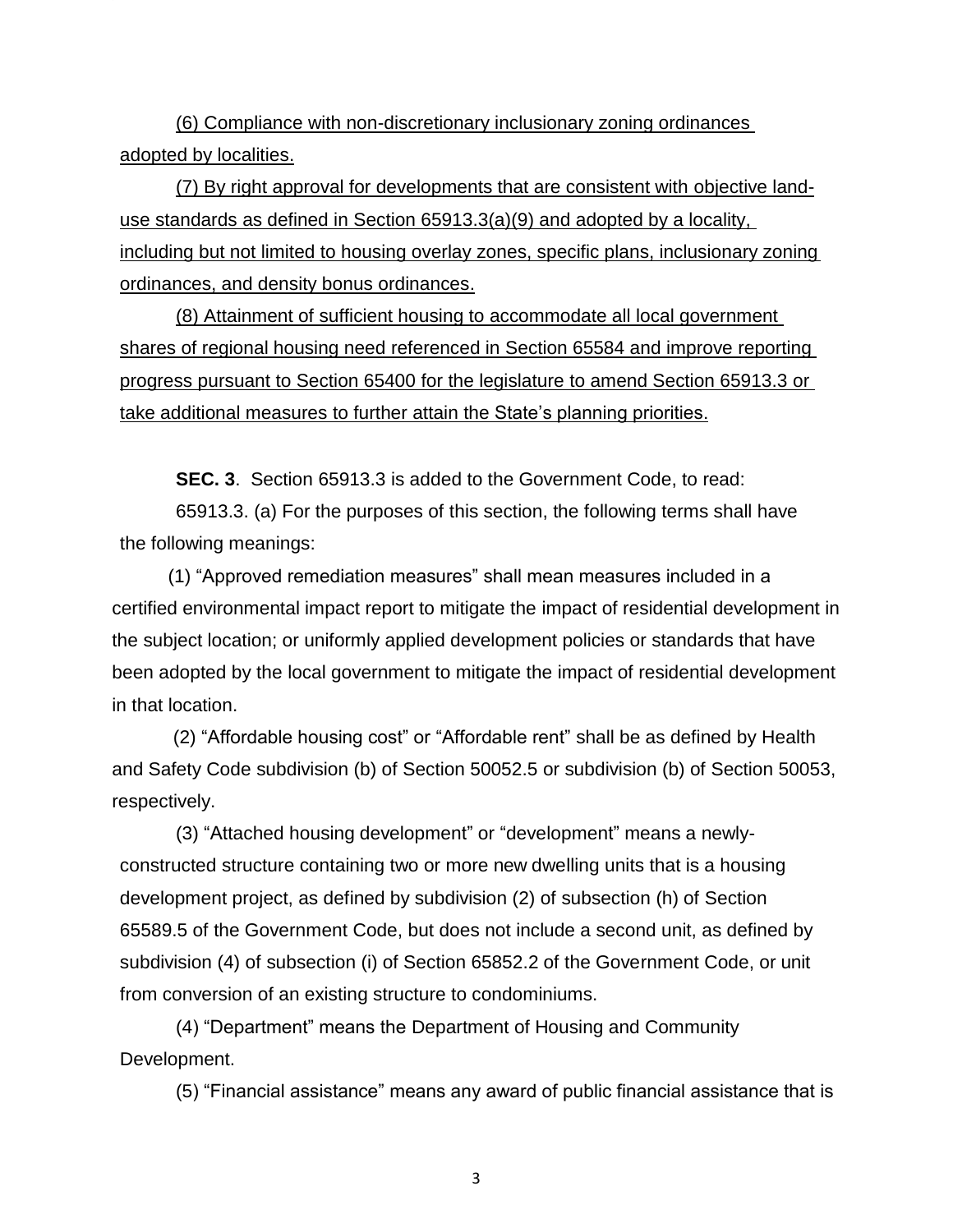(6) Compliance with non-discretionary inclusionary zoning ordinances adopted by localities.

(7) By right approval for developments that are consistent with objective land-use standards as defined in Section 65913.3(a)(9) and adopted by a locality, including but not limited to housing overlay zones, specific plans, inclusionary zoning ordinances, and density bonus ordinances.

(8) Attainment of sufficient housing to accommodate all local government shares of regional housing need referenced in Section 65584 and improve reporting progress pursuant to Section 65400 for the legislature to amend Section 65913.3 or take additional measures to further attain the State's planning priorities.

**SEC. 3**. Section 65913.3 is added to the Government Code, to read:

65913.3. (a) For the purposes of this section, the following terms shall have the following meanings:

(1) "Approved remediation measures" shall mean measures included in a certified environmental impact report to mitigate the impact of residential development in the subject location; or uniformly applied development policies or standards that have been adopted by the local government to mitigate the impact of residential development in that location.

(2) "Affordable housing cost" or "Affordable rent" shall be as defined by Health and Safety Code subdivision (b) of Section 50052.5 or subdivision (b) of Section 50053, respectively.

(3) "Attached housing development" or "development" means a newly-constructed structure containing two or more new dwelling units that is a housing development project, as defined by subdivision (2) of subsection (h) of Section 65589.5 of the Government Code, but does not include a second unit, as defined by subdivision (4) of subsection (i) of Section 65852.2 of the Government Code, or unit from conversion of an existing structure to condominiums.

(4) "Department" means the Department of Housing and Community Development.

(5) "Financial assistance" means any award of public financial assistance that is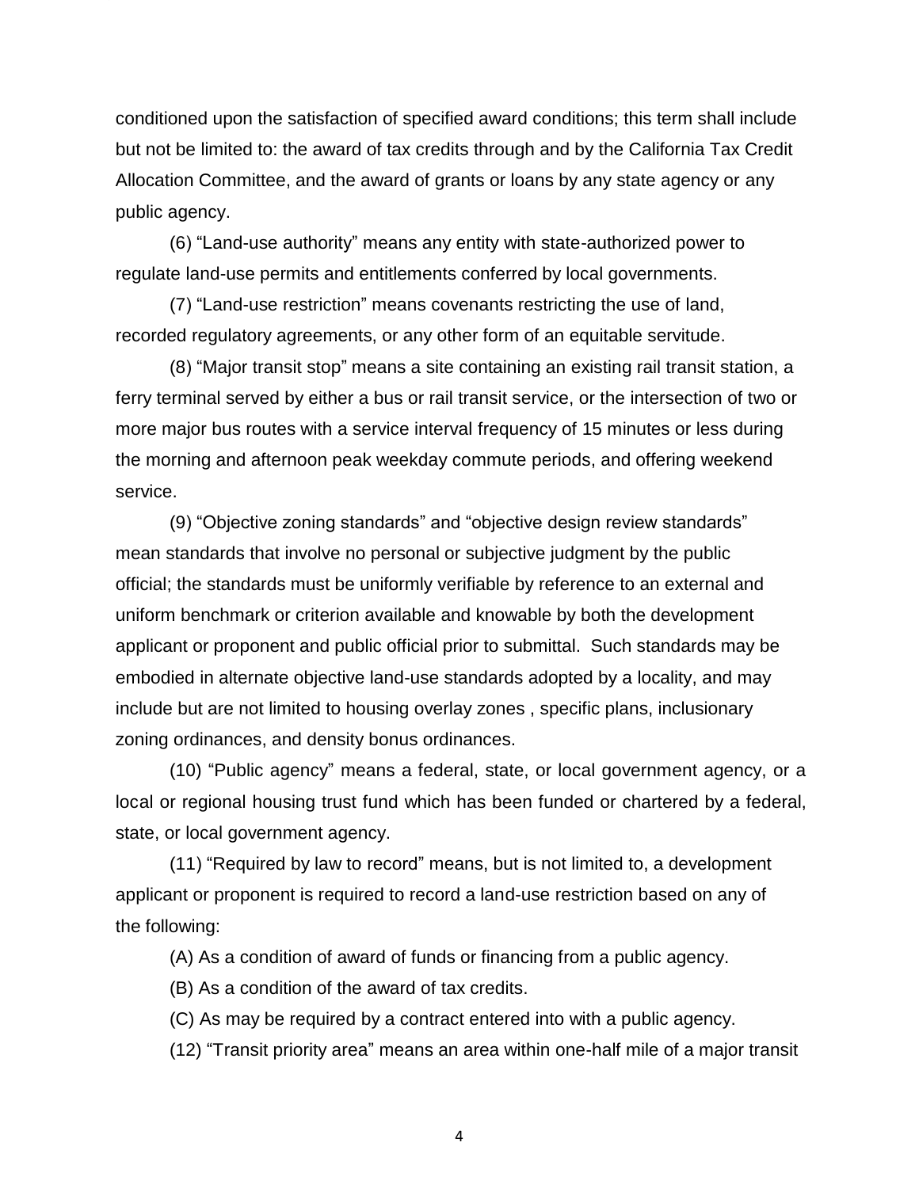conditioned upon the satisfaction of specified award conditions; this term shall include but not be limited to: the award of tax credits through and by the California Tax Credit Allocation Committee, and the award of grants or loans by any state agency or any public agency.

(6) "Land-use authority" means any entity with state-authorized power to regulate land-use permits and entitlements conferred by local governments.

(7) "Land-use restriction" means covenants restricting the use of land, recorded regulatory agreements, or any other form of an equitable servitude.

(8) "Major transit stop" means a site containing an existing rail transit station, a ferry terminal served by either a bus or rail transit service, or the intersection of two or more major bus routes with a service interval frequency of 15 minutes or less during the morning and afternoon peak weekday commute periods, and offering weekend service.

(9) "Objective zoning standards" and "objective design review standards" mean standards that involve no personal or subjective judgment by the public official; the standards must be uniformly verifiable by reference to an external and uniform benchmark or criterion available and knowable by both the development applicant or proponent and public official prior to submittal. Such standards may be embodied in alternate objective land-use standards adopted by a locality, and may include but are not limited to housing overlay zones , specific plans, inclusionary zoning ordinances, and density bonus ordinances.

(10) "Public agency" means a federal, state, or local government agency, or a local or regional housing trust fund which has been funded or chartered by a federal, state, or local government agency.

(11) "Required by law to record" means, but is not limited to, a development applicant or proponent is required to record a land-use restriction based on any of the following:

(A) As a condition of award of funds or financing from a public agency.

(B) As a condition of the award of tax credits.

(C) As may be required by a contract entered into with a public agency.

(12) "Transit priority area" means an area within one-half mile of a major transit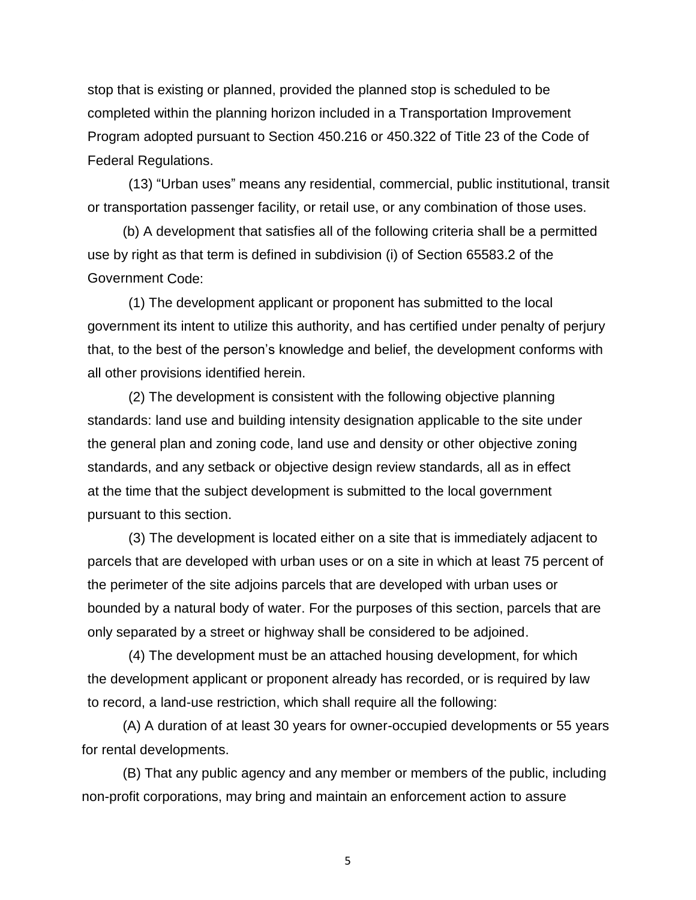stop that is existing or planned, provided the planned stop is scheduled to be completed within the planning horizon included in a Transportation Improvement Program adopted pursuant to Section 450.216 or 450.322 of Title 23 of the Code of Federal Regulations.

(13) "Urban uses" means any residential, commercial, public institutional, transit or transportation passenger facility, or retail use, or any combination of those uses.

(b) A development that satisfies all of the following criteria shall be a permitted use by right as that term is defined in subdivision (i) of Section 65583.2 of the Government Code:

(1) The development applicant or proponent has submitted to the local government its intent to utilize this authority, and has certified under penalty of perjury that, to the best of the person's knowledge and belief, the development conforms with all other provisions identified herein.

(2) The development is consistent with the following objective planning standards: land use and building intensity designation applicable to the site under the general plan and zoning code, land use and density or other objective zoning standards, and any setback or objective design review standards, all as in effect at the time that the subject development is submitted to the local government pursuant to this section.

(3) The development is located either on a site that is immediately adjacent to parcels that are developed with urban uses or on a site in which at least 75 percent of the perimeter of the site adjoins parcels that are developed with urban uses or bounded by a natural body of water. For the purposes of this section, parcels that are only separated by a street or highway shall be considered to be adjoined.

(4) The development must be an attached housing development, for which the development applicant or proponent already has recorded, or is required by law to record, a land-use restriction, which shall require all the following:

(A) A duration of at least 30 years for owner-occupied developments or 55 years for rental developments.

(B) That any public agency and any member or members of the public, including non-profit corporations, may bring and maintain an enforcement action to assure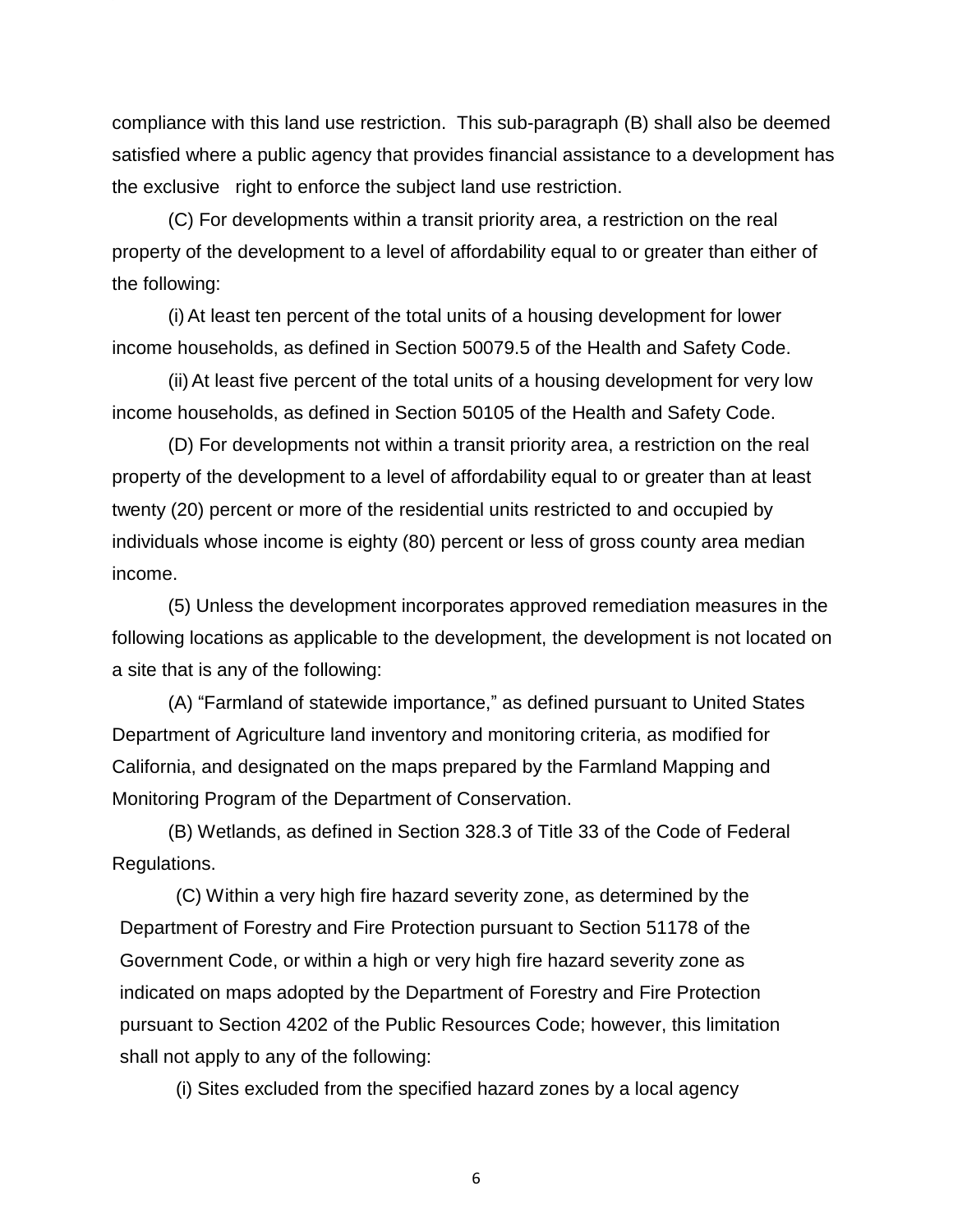compliance with this land use restriction. This sub-paragraph (B) shall also be deemed satisfied where a public agency that provides financial assistance to a development has the exclusive right to enforce the subject land use restriction.

(C) For developments within a transit priority area, a restriction on the real property of the development to a level of affordability equal to or greater than either of the following:

(i) At least ten percent of the total units of a housing development for lower income households, as defined in Section 50079.5 of the Health and Safety Code.

(ii) At least five percent of the total units of a housing development for very low income households, as defined in Section 50105 of the Health and Safety Code.

(D) For developments not within a transit priority area, a restriction on the real property of the development to a level of affordability equal to or greater than at least twenty (20) percent or more of the residential units restricted to and occupied by individuals whose income is eighty (80) percent or less of gross county area median income.

(5) Unless the development incorporates approved remediation measures in the following locations as applicable to the development, the development is not located on a site that is any of the following:

(A) "Farmland of statewide importance," as defined pursuant to United States Department of Agriculture land inventory and monitoring criteria, as modified for California, and designated on the maps prepared by the Farmland Mapping and Monitoring Program of the Department of Conservation.

(B) Wetlands, as defined in Section 328.3 of Title 33 of the Code of Federal Regulations.

(C) Within a very high fire hazard severity zone, as determined by the Department of Forestry and Fire Protection pursuant to Section 51178 of the Government Code, or within a high or very high fire hazard severity zone as indicated on maps adopted by the Department of Forestry and Fire Protection pursuant to Section 4202 of the Public Resources Code; however, this limitation shall not apply to any of the following:

(i) Sites excluded from the specified hazard zones by a local agency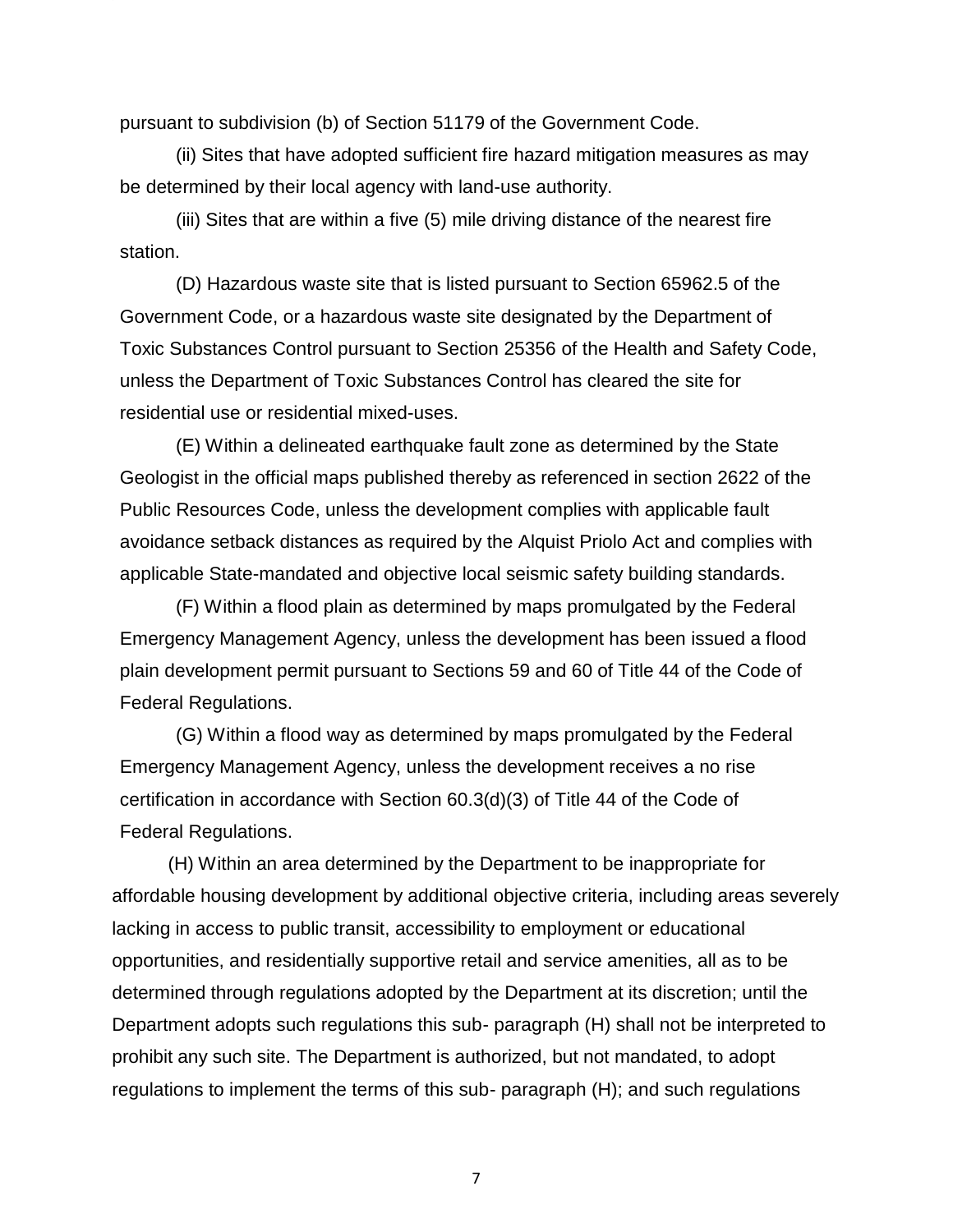pursuant to subdivision (b) of Section 51179 of the Government Code.

(ii) Sites that have adopted sufficient fire hazard mitigation measures as may be determined by their local agency with land-use authority.

(iii) Sites that are within a five (5) mile driving distance of the nearest fire station.

(D) Hazardous waste site that is listed pursuant to Section 65962.5 of the Government Code, or a hazardous waste site designated by the Department of Toxic Substances Control pursuant to Section 25356 of the Health and Safety Code, unless the Department of Toxic Substances Control has cleared the site for residential use or residential mixed-uses.

(E) Within a delineated earthquake fault zone as determined by the State Geologist in the official maps published thereby as referenced in section 2622 of the Public Resources Code, unless the development complies with applicable fault avoidance setback distances as required by the Alquist Priolo Act and complies with applicable State-mandated and objective local seismic safety building standards.

(F) Within a flood plain as determined by maps promulgated by the Federal Emergency Management Agency, unless the development has been issued a flood plain development permit pursuant to Sections 59 and 60 of Title 44 of the Code of Federal Regulations.

(G) Within a flood way as determined by maps promulgated by the Federal Emergency Management Agency, unless the development receives a no rise certification in accordance with Section 60.3(d)(3) of Title 44 of the Code of Federal Regulations.

(H) Within an area determined by the Department to be inappropriate for affordable housing development by additional objective criteria, including areas severely lacking in access to public transit, accessibility to employment or educational opportunities, and residentially supportive retail and service amenities, all as to be determined through regulations adopted by the Department at its discretion; until the Department adopts such regulations this sub- paragraph (H) shall not be interpreted to prohibit any such site. The Department is authorized, but not mandated, to adopt regulations to implement the terms of this sub- paragraph (H); and such regulations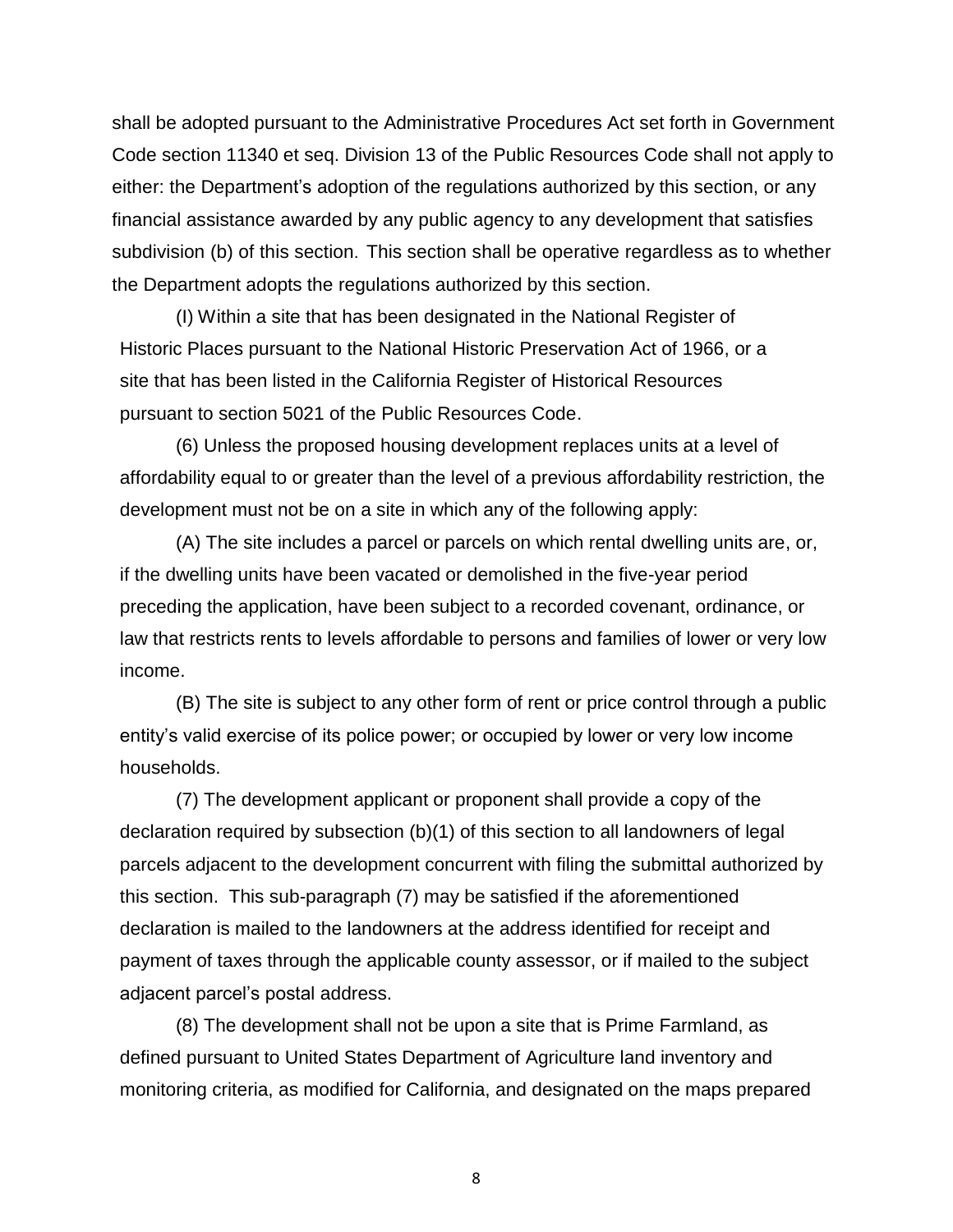shall be adopted pursuant to the Administrative Procedures Act set forth in Government Code section 11340 et seq. Division 13 of the Public Resources Code shall not apply to either: the Department's adoption of the regulations authorized by this section, or any financial assistance awarded by any public agency to any development that satisfies subdivision (b) of this section. This section shall be operative regardless as to whether the Department adopts the regulations authorized by this section.

(I) Within a site that has been designated in the National Register of Historic Places pursuant to the National Historic Preservation Act of 1966, or a site that has been listed in the California Register of Historical Resources pursuant to section 5021 of the Public Resources Code.

(6) Unless the proposed housing development replaces units at a level of affordability equal to or greater than the level of a previous affordability restriction, the development must not be on a site in which any of the following apply:

(A) The site includes a parcel or parcels on which rental dwelling units are, or, if the dwelling units have been vacated or demolished in the five-year period preceding the application, have been subject to a recorded covenant, ordinance, or law that restricts rents to levels affordable to persons and families of lower or very low income.

(B) The site is subject to any other form of rent or price control through a public entity's valid exercise of its police power; or occupied by lower or very low income households.

(7) The development applicant or proponent shall provide a copy of the declaration required by subsection (b)(1) of this section to all landowners of legal parcels adjacent to the development concurrent with filing the submittal authorized by this section. This sub-paragraph (7) may be satisfied if the aforementioned declaration is mailed to the landowners at the address identified for receipt and payment of taxes through the applicable county assessor, or if mailed to the subject adjacent parcel's postal address.

(8) The development shall not be upon a site that is Prime Farmland, as defined pursuant to United States Department of Agriculture land inventory and monitoring criteria, as modified for California, and designated on the maps prepared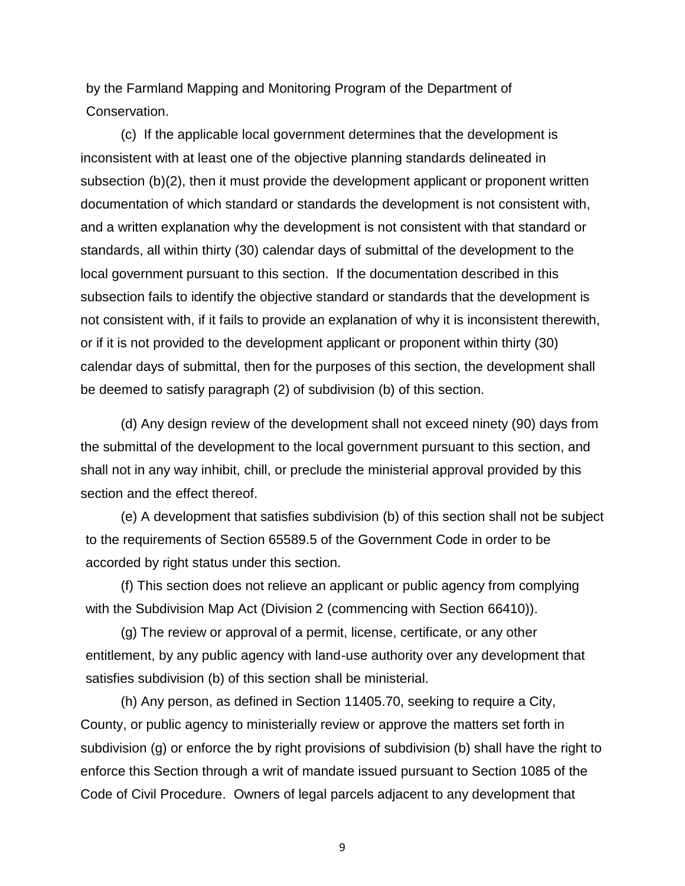by the Farmland Mapping and Monitoring Program of the Department of Conservation.

(c) If the applicable local government determines that the development is inconsistent with at least one of the objective planning standards delineated in subsection (b)(2), then it must provide the development applicant or proponent written documentation of which standard or standards the development is not consistent with, and a written explanation why the development is not consistent with that standard or standards, all within thirty (30) calendar days of submittal of the development to the local government pursuant to this section. If the documentation described in this subsection fails to identify the objective standard or standards that the development is not consistent with, if it fails to provide an explanation of why it is inconsistent therewith, or if it is not provided to the development applicant or proponent within thirty (30) calendar days of submittal, then for the purposes of this section, the development shall be deemed to satisfy paragraph (2) of subdivision (b) of this section.

(d) Any design review of the development shall not exceed ninety (90) days from the submittal of the development to the local government pursuant to this section, and shall not in any way inhibit, chill, or preclude the ministerial approval provided by this section and the effect thereof.

(e) A development that satisfies subdivision (b) of this section shall not be subject to the requirements of Section 65589.5 of the Government Code in order to be accorded by right status under this section.

(f) This section does not relieve an applicant or public agency from complying with the Subdivision Map Act (Division 2 (commencing with Section 66410)).

(g) The review or approval of a permit, license, certificate, or any other entitlement, by any public agency with land-use authority over any development that satisfies subdivision (b) of this section shall be ministerial.

(h) Any person, as defined in Section 11405.70, seeking to require a City, County, or public agency to ministerially review or approve the matters set forth in subdivision (g) or enforce the by right provisions of subdivision (b) shall have the right to enforce this Section through a writ of mandate issued pursuant to Section 1085 of the Code of Civil Procedure. Owners of legal parcels adjacent to any development that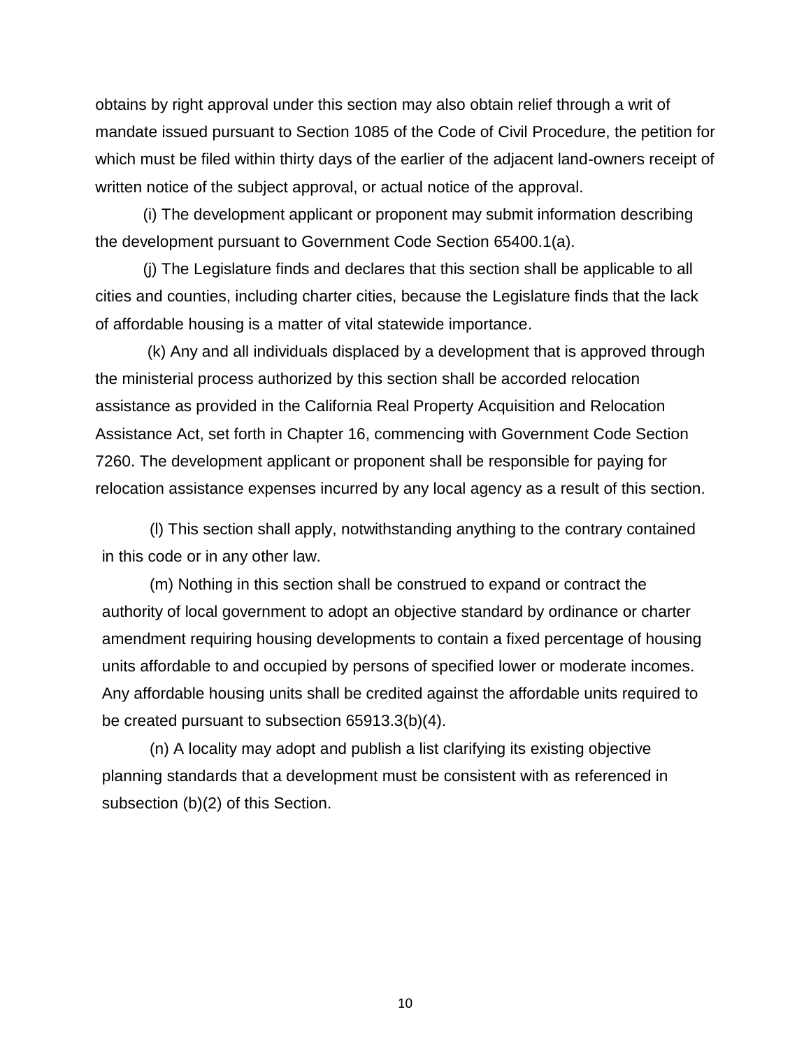obtains by right approval under this section may also obtain relief through a writ of mandate issued pursuant to Section 1085 of the Code of Civil Procedure, the petition for which must be filed within thirty days of the earlier of the adjacent land-owners receipt of written notice of the subject approval, or actual notice of the approval.

(i) The development applicant or proponent may submit information describing the development pursuant to Government Code Section 65400.1(a).

(j) The Legislature finds and declares that this section shall be applicable to all cities and counties, including charter cities, because the Legislature finds that the lack of affordable housing is a matter of vital statewide importance.

(k) Any and all individuals displaced by a development that is approved through the ministerial process authorized by this section shall be accorded relocation assistance as provided in the California Real Property Acquisition and Relocation Assistance Act, set forth in Chapter 16, commencing with Government Code Section 7260. The development applicant or proponent shall be responsible for paying for relocation assistance expenses incurred by any local agency as a result of this section.

(l) This section shall apply, notwithstanding anything to the contrary contained in this code or in any other law.

(m) Nothing in this section shall be construed to expand or contract the authority of local government to adopt an objective standard by ordinance or charter amendment requiring housing developments to contain a fixed percentage of housing units affordable to and occupied by persons of specified lower or moderate incomes. Any affordable housing units shall be credited against the affordable units required to be created pursuant to subsection 65913.3(b)(4).

(n) A locality may adopt and publish a list clarifying its existing objective planning standards that a development must be consistent with as referenced in subsection (b)(2) of this Section.